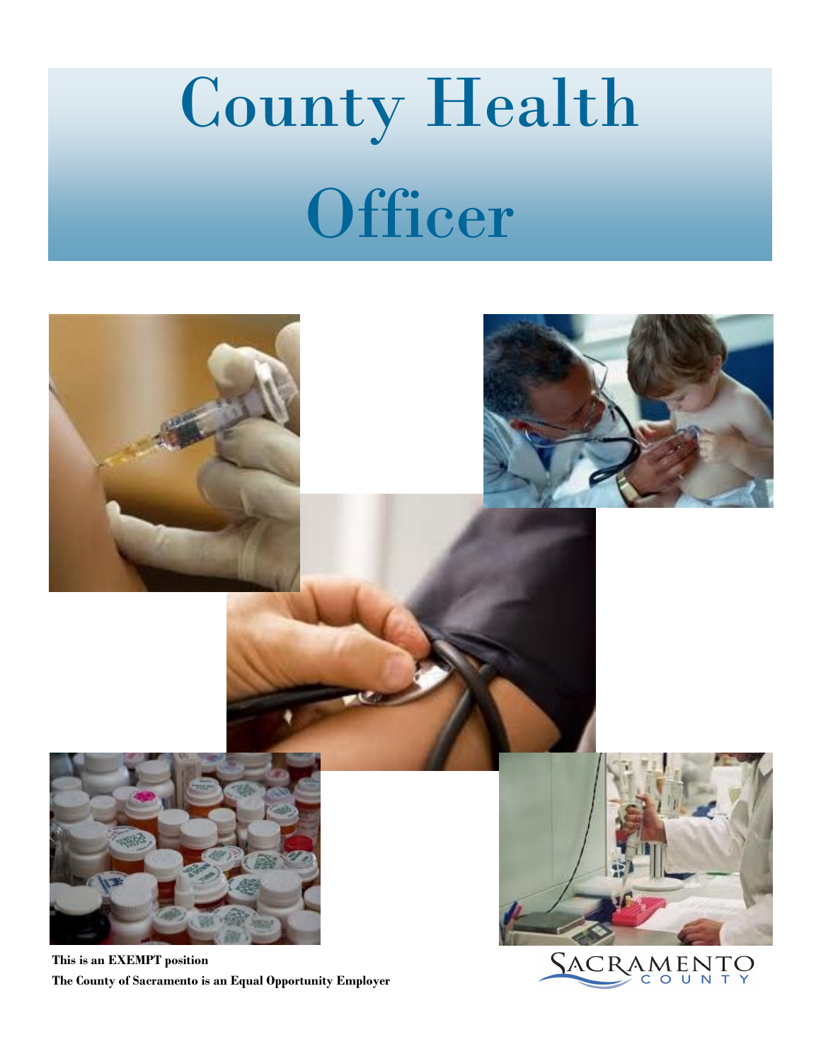# County Health Officer

**This is an EXEMPT position**

**The County of Sacramento is an Equal Opportunity Employer**

SACRAMENTO COUNTY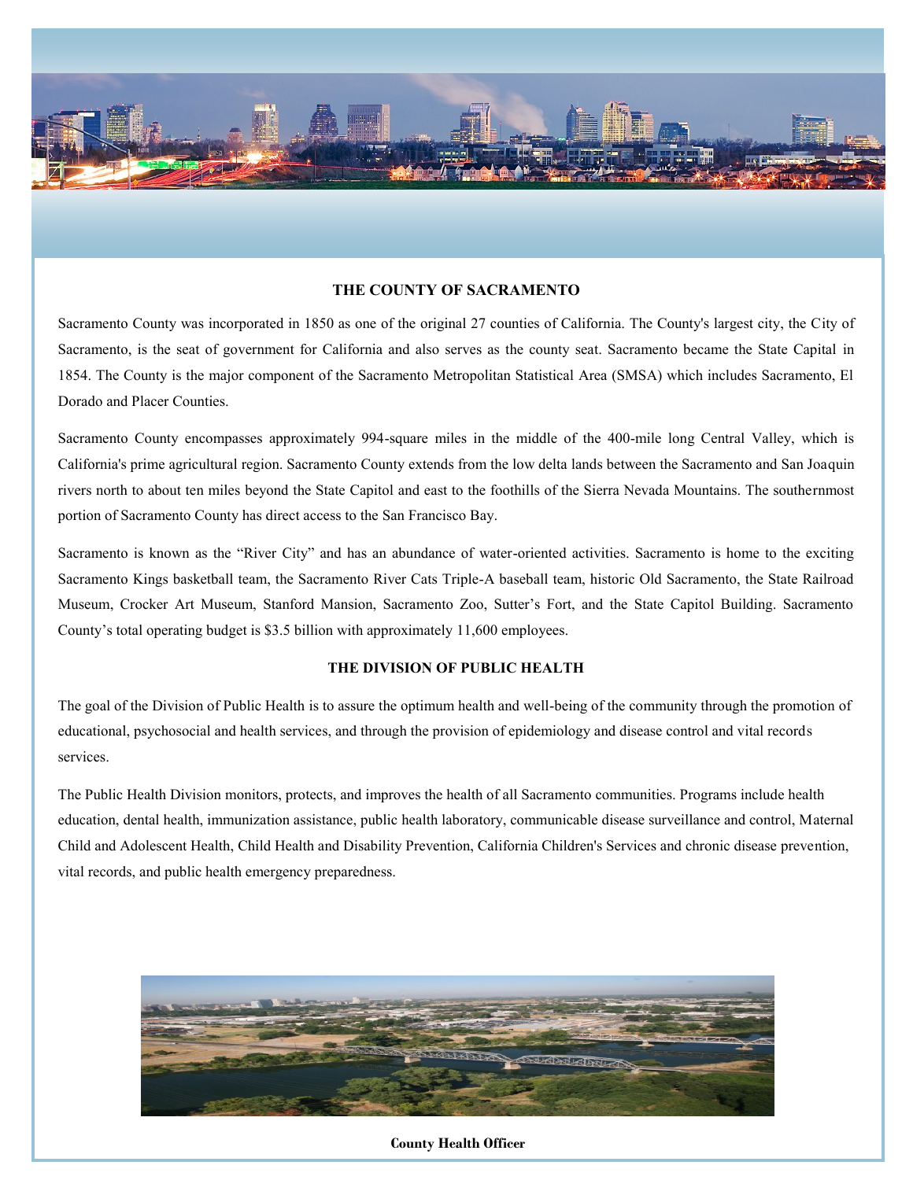## THE COUNTY OF SACRAMENTO

Sacramento County was incorporated in 1850 as one of the original 27 counties of California. The County's largest city, the City of Sacramento, is the seat of government for California and also serves as the county seat. Sacramento became the State Capital in 1854. The County is the major component of the Sacramento Metropolitan Statistical Area (SMSA) which includes Sacramento, El Dorado and Placer Counties.

Sacramento County encompasses approximately 994-square miles in the middle of the 400-mile long Central Valley, which is California's prime agricultural region. Sacramento County extends from the low delta lands between the Sacramento and San Joaquin rivers north to about ten miles beyond the State Capitol and east to the foothills of the Sierra Nevada Mountains. The southernmost portion of Sacramento County has direct access to the San Francisco Bay.

Sacramento is known as the "River City" and has an abundance of water-oriented activities. Sacramento is home to the exciting Sacramento Kings basketball team, the Sacramento River Cats Triple-A baseball team, historic Old Sacramento, the State Railroad Museum, Crocker Art Museum, Stanford Mansion, Sacramento Zoo, Sutter's Fort, and the State Capitol Building. Sacramento County's total operating budget is $3.5 billion with approximately 11,600 employees.

## THE DIVISION OF PUBLIC HEALTH

The goal of the Division of Public Health is to assure the optimum health and well-being of the community through the promotion of educational, psychosocial and health services, and through the provision of epidemiology and disease control and vital records services.

The Public Health Division monitors, protects, and improves the health of all Sacramento communities. Programs include health education, dental health, immunization assistance, public health laboratory, communicable disease surveillance and control, Maternal Child and Adolescent Health, Child Health and Disability Prevention, California Children's Services and chronic disease prevention, vital records, and public health emergency preparedness.

**County Health Officer**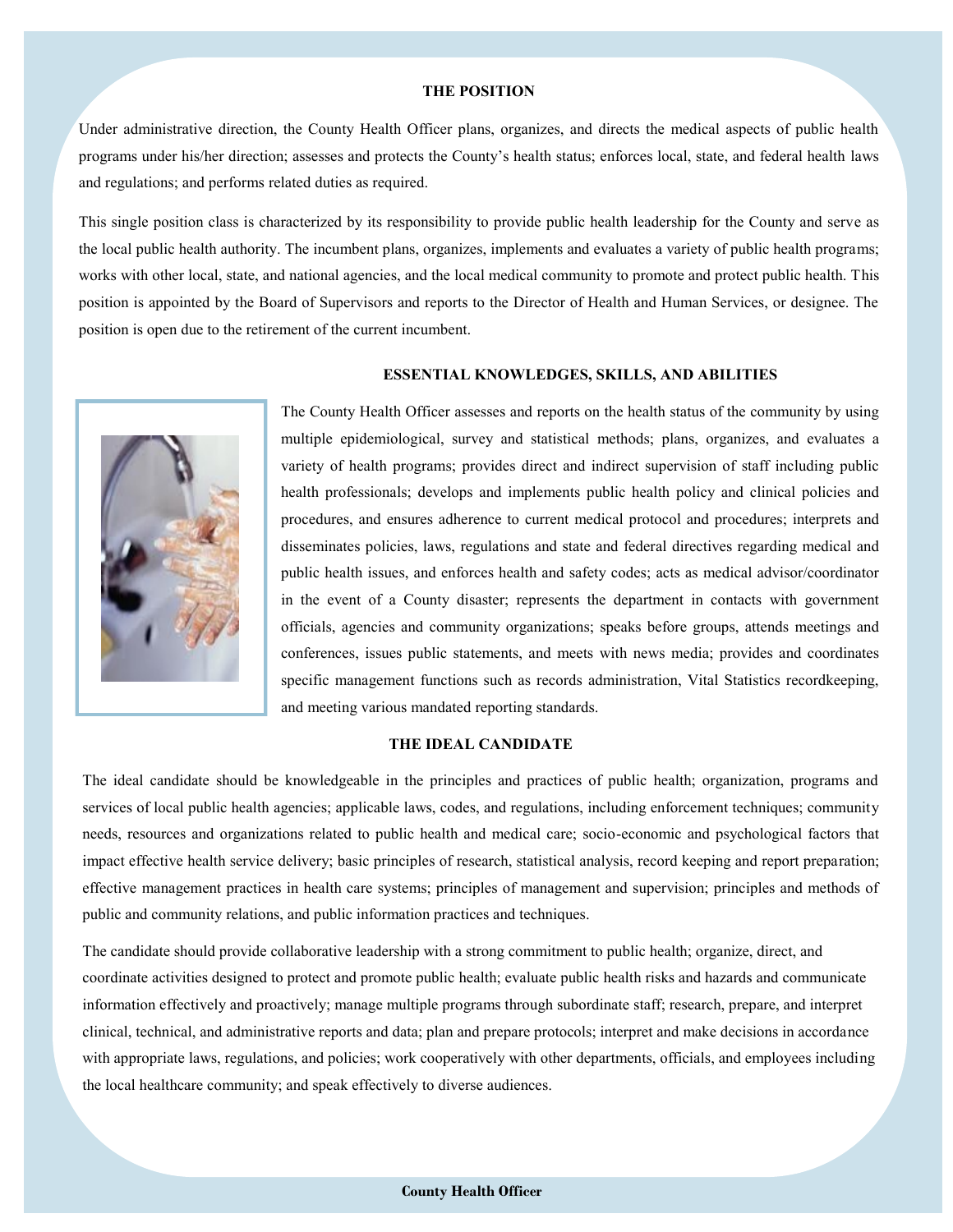## THE POSITION

Under administrative direction, the County Health Officer plans, organizes, and directs the medical aspects of public health programs under his/her direction; assesses and protects the County's health status; enforces local, state, and federal health laws and regulations; and performs related duties as required.

This single position class is characterized by its responsibility to provide public health leadership for the County and serve as the local public health authority. The incumbent plans, organizes, implements and evaluates a variety of public health programs; works with other local, state, and national agencies, and the local medical community to promote and protect public health. This position is appointed by the Board of Supervisors and reports to the Director of Health and Human Services, or designee. The position is open due to the retirement of the current incumbent.

## ESSENTIAL KNOWLEDGES, SKILLS, AND ABILITIES

The County Health Officer assesses and reports on the health status of the community by using multiple epidemiological, survey and statistical methods; plans, organizes, and evaluates a variety of health programs; provides direct and indirect supervision of staff including public health professionals; develops and implements public health policy and clinical policies and procedures, and ensures adherence to current medical protocol and procedures; interprets and disseminates policies, laws, regulations and state and federal directives regarding medical and public health issues, and enforces health and safety codes; acts as medical advisor/coordinator in the event of a County disaster; represents the department in contacts with government officials, agencies and community organizations; speaks before groups, attends meetings and conferences, issues public statements, and meets with news media; provides and coordinates specific management functions such as records administration, Vital Statistics recordkeeping, and meeting various mandated reporting standards.

## THE IDEAL CANDIDATE

The ideal candidate should be knowledgeable in the principles and practices of public health; organization, programs and services of local public health agencies; applicable laws, codes, and regulations, including enforcement techniques; community needs, resources and organizations related to public health and medical care; socio-economic and psychological factors that impact effective health service delivery; basic principles of research, statistical analysis, record keeping and report preparation; effective management practices in health care systems; principles of management and supervision; principles and methods of public and community relations, and public information practices and techniques.

The candidate should provide collaborative leadership with a strong commitment to public health; organize, direct, and coordinate activities designed to protect and promote public health; evaluate public health risks and hazards and communicate information effectively and proactively; manage multiple programs through subordinate staff; research, prepare, and interpret clinical, technical, and administrative reports and data; plan and prepare protocols; interpret and make decisions in accordance with appropriate laws, regulations, and policies; work cooperatively with other departments, officials, and employees including the local healthcare community; and speak effectively to diverse audiences.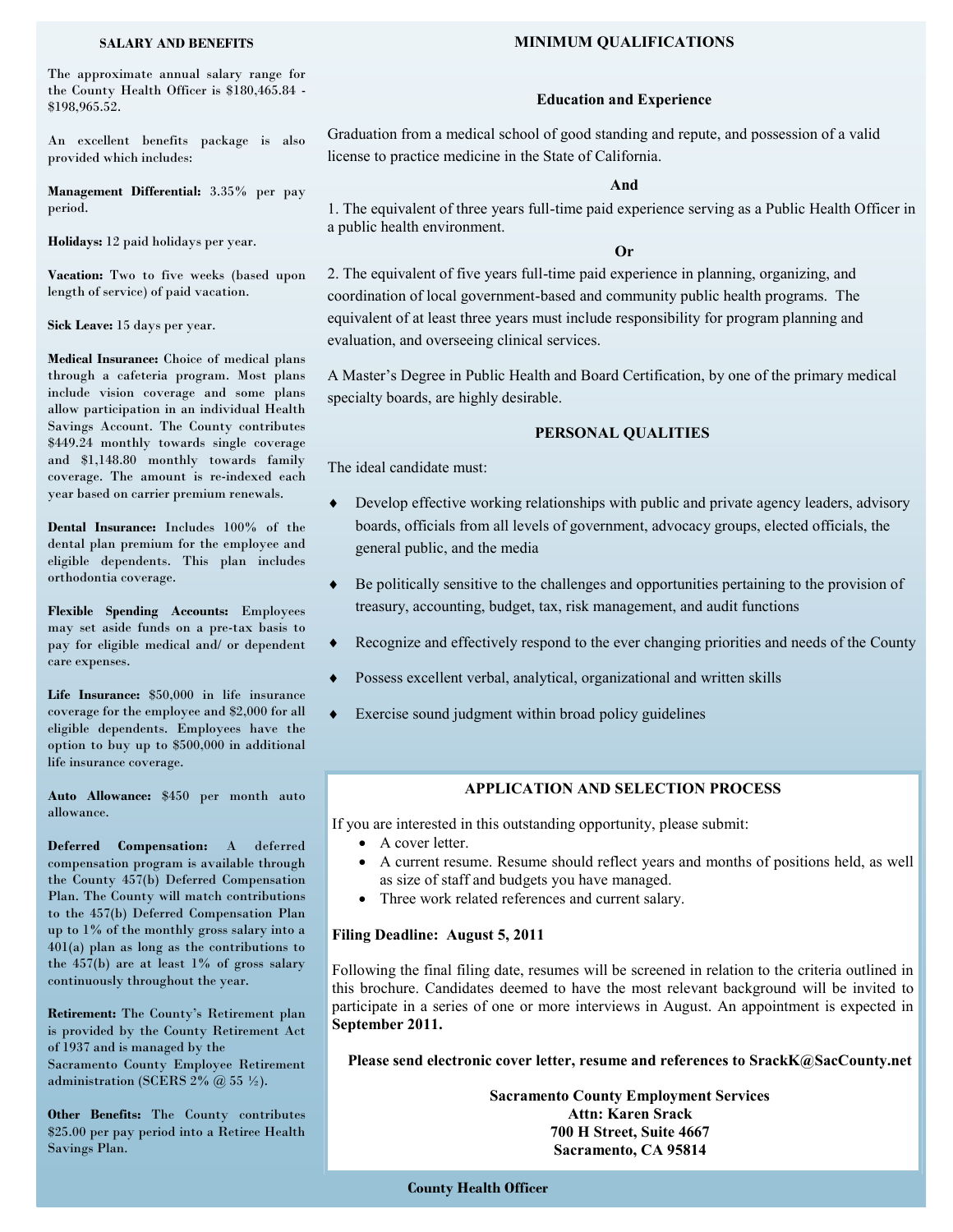## SALARY AND BENEFITS

The approximate annual salary range for the County Health Officer is $180,465.84 - $198,965.52.

An excellent benefits package is also provided which includes:

**Management Differential:** 3.35% per pay period.

**Holidays:** 12 paid holidays per year.

**Vacation:** Two to five weeks (based upon length of service) of paid vacation.

**Sick Leave:** 15 days per year.

**Medical Insurance:** Choice of medical plans through a cafeteria program. Most plans include vision coverage and some plans allow participation in an individual Health Savings Account. The County contributes $449.24 monthly towards single coverage and $1,148.80 monthly towards family coverage. The amount is re-indexed each year based on carrier premium renewals.

**Dental Insurance:** Includes 100% of the dental plan premium for the employee and eligible dependents. This plan includes orthodontia coverage.

**Flexible Spending Accounts:** Employees may set aside funds on a pre-tax basis to pay for eligible medical and/ or dependent care expenses.

**Life Insurance:** $50,000 in life insurance coverage for the employee and $2,000 for all eligible dependents. Employees have the option to buy up to $500,000 in additional life insurance coverage.

**Auto Allowance:** $450 per month auto allowance.

**Deferred Compensation:** A deferred compensation program is available through the County 457(b) Deferred Compensation Plan. The County will match contributions to the 457(b) Deferred Compensation Plan up to 1% of the monthly gross salary into a 401(a) plan as long as the contributions to the 457(b) are at least 1% of gross salary continuously throughout the year.

**Retirement:** The County's Retirement plan is provided by the County Retirement Act of 1937 and is managed by the Sacramento County Employee Retirement administration (SCERS 2% @ 55 ½).

**Other Benefits:** The County contributes $25.00 per pay period into a Retiree Health Savings Plan.

## MINIMUM QUALIFICATIONS

### Education and Experience

Graduation from a medical school of good standing and repute, and possession of a valid license to practice medicine in the State of California.

**And**

1. The equivalent of three years full-time paid experience serving as a Public Health Officer in a public health environment.

**Or**

2. The equivalent of five years full-time paid experience in planning, organizing, and coordination of local government-based and community public health programs. The equivalent of at least three years must include responsibility for program planning and evaluation, and overseeing clinical services.

A Master's Degree in Public Health and Board Certification, by one of the primary medical specialty boards, are highly desirable.

## PERSONAL QUALITIES

The ideal candidate must:

- Develop effective working relationships with public and private agency leaders, advisory boards, officials from all levels of government, advocacy groups, elected officials, the general public, and the media
- Be politically sensitive to the challenges and opportunities pertaining to the provision of treasury, accounting, budget, tax, risk management, and audit functions
- Recognize and effectively respond to the ever changing priorities and needs of the County
- Possess excellent verbal, analytical, organizational and written skills
- Exercise sound judgment within broad policy guidelines

## APPLICATION AND SELECTION PROCESS

If you are interested in this outstanding opportunity, please submit:

- A cover letter.
- A current resume. Resume should reflect years and months of positions held, as well as size of staff and budgets you have managed.
- Three work related references and current salary.

**Filing Deadline: August 5, 2011**

Following the final filing date, resumes will be screened in relation to the criteria outlined in this brochure. Candidates deemed to have the most relevant background will be invited to participate in a series of one or more interviews in August. An appointment is expected in **September 2011.**

**Please send electronic cover letter, resume and references to SrackK@SacCounty.net**

**Sacramento County Employment Services**
**Attn: Karen Srack**
**700 H Street, Suite 4667**
**Sacramento, CA 95814**